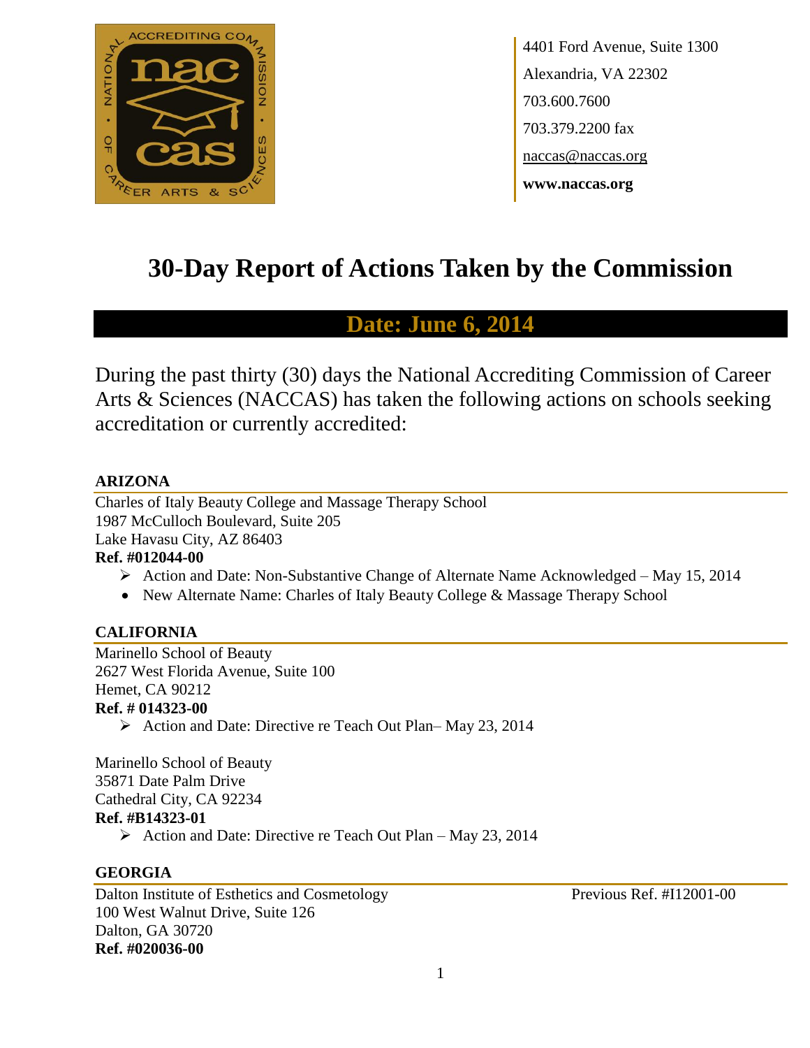4401 Ford Avenue, Suite 1300
Alexandria, VA 22302
703.600.7600
703.379.2200 fax
naccas@naccas.org
**www.naccas.org**

# 30-Day Report of Actions Taken by the Commission

## Date: June 6, 2014

During the past thirty (30) days the National Accrediting Commission of Career Arts & Sciences (NACCAS) has taken the following actions on schools seeking accreditation or currently accredited:

### ARIZONA

Charles of Italy Beauty College and Massage Therapy School
1987 McCulloch Boulevard, Suite 205
Lake Havasu City, AZ 86403
**Ref. #012044-00**

- Action and Date: Non-Substantive Change of Alternate Name Acknowledged – May 15, 2014
- New Alternate Name: Charles of Italy Beauty College & Massage Therapy School

### CALIFORNIA

Marinello School of Beauty
2627 West Florida Avenue, Suite 100
Hemet, CA 90212
**Ref. # 014323-00**

- Action and Date: Directive re Teach Out Plan– May 23, 2014

Marinello School of Beauty
35871 Date Palm Drive
Cathedral City, CA 92234
**Ref. #B14323-01**

- Action and Date: Directive re Teach Out Plan – May 23, 2014

### GEORGIA

Dalton Institute of Esthetics and Cosmetology
100 West Walnut Drive, Suite 126
Dalton, GA 30720
**Ref. #020036-00**

Previous Ref. #I12001-00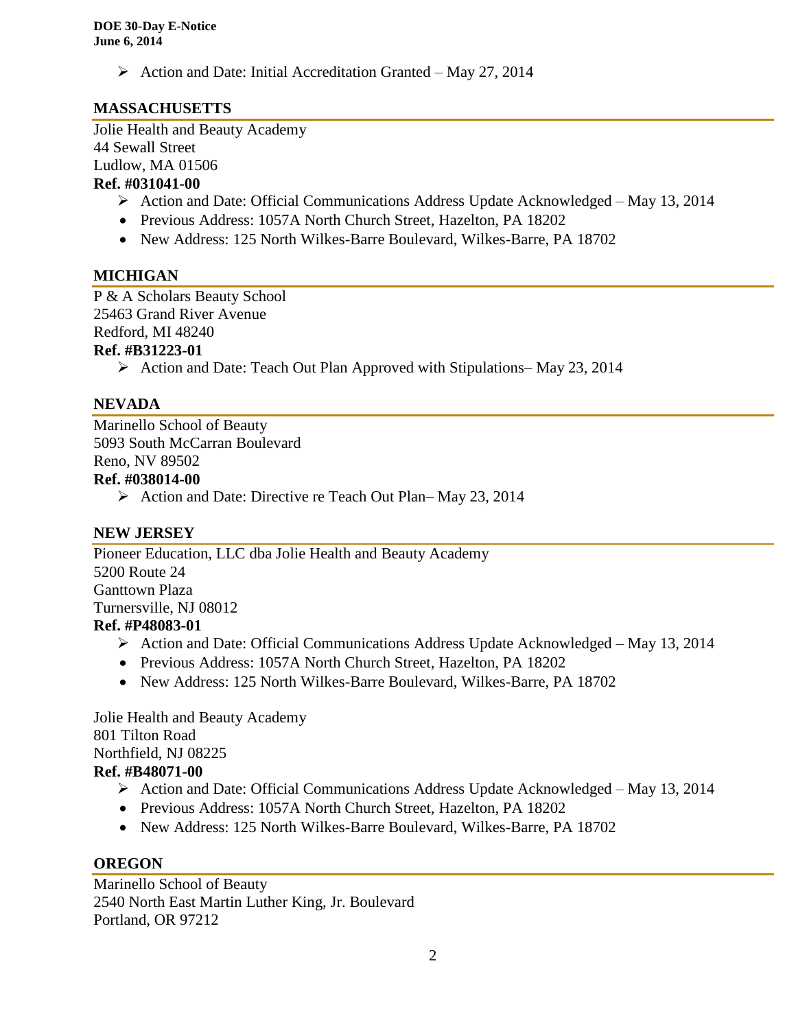- Action and Date: Initial Accreditation Granted – May 27, 2014

## MASSACHUSETTS

Jolie Health and Beauty Academy
44 Sewall Street
Ludlow, MA 01506

**Ref. #031041-00**

- Action and Date: Official Communications Address Update Acknowledged – May 13, 2014
- Previous Address: 1057A North Church Street, Hazelton, PA 18202
- New Address: 125 North Wilkes-Barre Boulevard, Wilkes-Barre, PA 18702

## MICHIGAN

P & A Scholars Beauty School
25463 Grand River Avenue
Redford, MI 48240

**Ref. #B31223-01**

- Action and Date: Teach Out Plan Approved with Stipulations– May 23, 2014

## NEVADA

Marinello School of Beauty
5093 South McCarran Boulevard
Reno, NV 89502

**Ref. #038014-00**

- Action and Date: Directive re Teach Out Plan– May 23, 2014

## NEW JERSEY

Pioneer Education, LLC dba Jolie Health and Beauty Academy
5200 Route 24
Ganttown Plaza
Turnersville, NJ 08012

**Ref. #P48083-01**

- Action and Date: Official Communications Address Update Acknowledged – May 13, 2014
- Previous Address: 1057A North Church Street, Hazelton, PA 18202
- New Address: 125 North Wilkes-Barre Boulevard, Wilkes-Barre, PA 18702

Jolie Health and Beauty Academy
801 Tilton Road
Northfield, NJ 08225

**Ref. #B48071-00**

- Action and Date: Official Communications Address Update Acknowledged – May 13, 2014
- Previous Address: 1057A North Church Street, Hazelton, PA 18202
- New Address: 125 North Wilkes-Barre Boulevard, Wilkes-Barre, PA 18702

## OREGON

Marinello School of Beauty
2540 North East Martin Luther King, Jr. Boulevard
Portland, OR 97212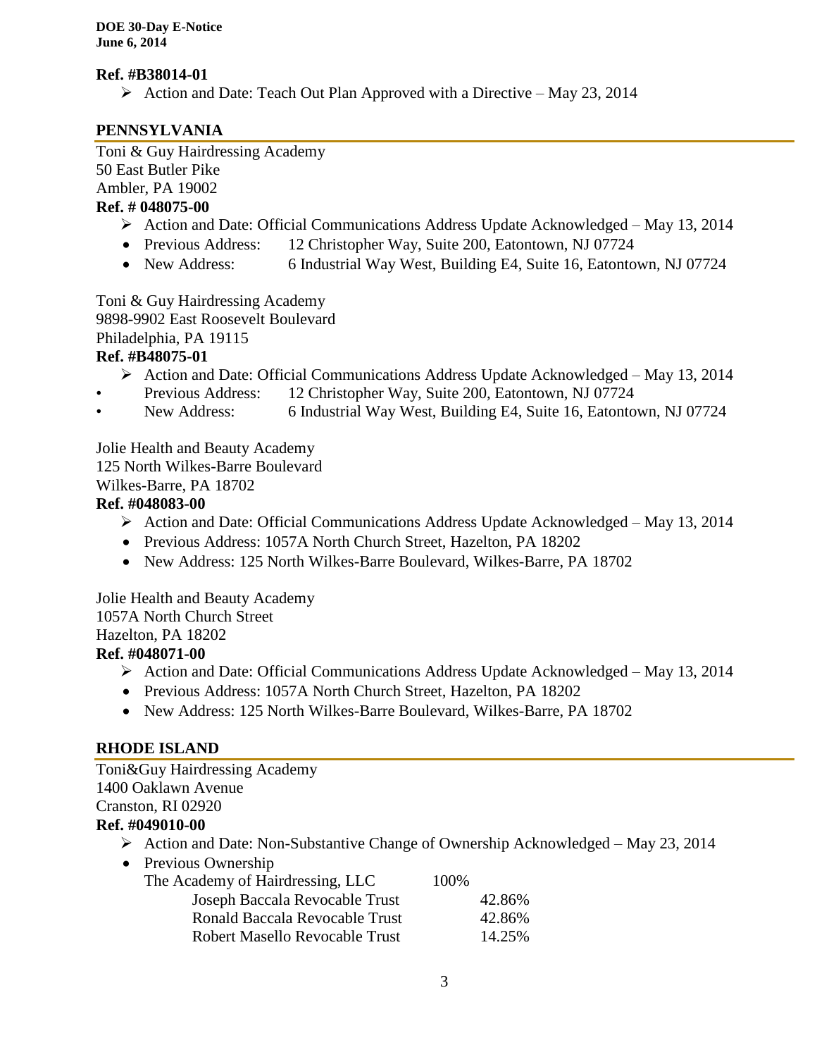**Ref. #B38014-01**

- Action and Date: Teach Out Plan Approved with a Directive – May 23, 2014

## PENNSYLVANIA

Toni & Guy Hairdressing Academy
50 East Butler Pike
Ambler, PA 19002

**Ref. # 048075-00**

- Action and Date: Official Communications Address Update Acknowledged – May 13, 2014
  - Previous Address: 12 Christopher Way, Suite 200, Eatontown, NJ 07724
  - New Address: 6 Industrial Way West, Building E4, Suite 16, Eatontown, NJ 07724

Toni & Guy Hairdressing Academy
9898-9902 East Roosevelt Boulevard
Philadelphia, PA 19115

**Ref. #B48075-01**

- Action and Date: Official Communications Address Update Acknowledged – May 13, 2014
  - Previous Address: 12 Christopher Way, Suite 200, Eatontown, NJ 07724
  - New Address: 6 Industrial Way West, Building E4, Suite 16, Eatontown, NJ 07724

Jolie Health and Beauty Academy
125 North Wilkes-Barre Boulevard
Wilkes-Barre, PA 18702

**Ref. #048083-00**

- Action and Date: Official Communications Address Update Acknowledged – May 13, 2014
  - Previous Address: 1057A North Church Street, Hazelton, PA 18202
  - New Address: 125 North Wilkes-Barre Boulevard, Wilkes-Barre, PA 18702

Jolie Health and Beauty Academy
1057A North Church Street
Hazelton, PA 18202

**Ref. #048071-00**

- Action and Date: Official Communications Address Update Acknowledged – May 13, 2014
  - Previous Address: 1057A North Church Street, Hazelton, PA 18202
  - New Address: 125 North Wilkes-Barre Boulevard, Wilkes-Barre, PA 18702

## RHODE ISLAND

Toni&Guy Hairdressing Academy
1400 Oaklawn Avenue
Cranston, RI 02920

**Ref. #049010-00**

- Action and Date: Non-Substantive Change of Ownership Acknowledged – May 23, 2014
  - Previous Ownership

| | | |
|---|---|---|
| The Academy of Hairdressing, LLC | 100% | |
| Joseph Baccala Revocable Trust | | 42.86% |
| Ronald Baccala Revocable Trust | | 42.86% |
| Robert Masello Revocable Trust | | 14.25% |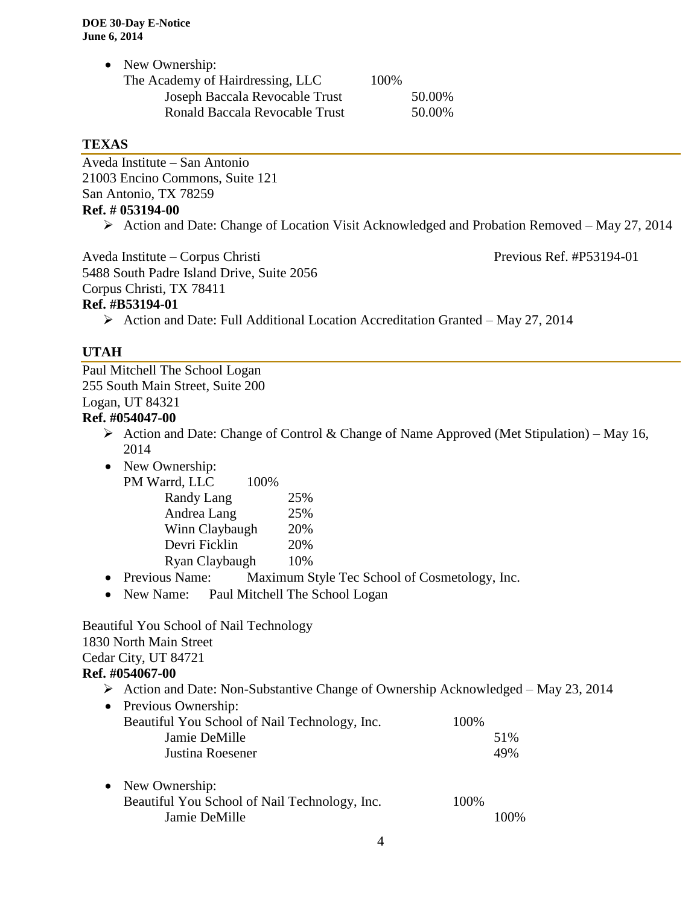- New Ownership:
  The Academy of Hairdressing, LLC 100%
    - Joseph Baccala Revocable Trust 50.00%
    - Ronald Baccala Revocable Trust 50.00%

## TEXAS

Aveda Institute – San Antonio
21003 Encino Commons, Suite 121
San Antonio, TX 78259
**Ref. # 053194-00**

- Action and Date: Change of Location Visit Acknowledged and Probation Removed – May 27, 2014

Aveda Institute – Corpus Christi Previous Ref. #P53194-01
5488 South Padre Island Drive, Suite 2056
Corpus Christi, TX 78411
**Ref. #B53194-01**

- Action and Date: Full Additional Location Accreditation Granted – May 27, 2014

## UTAH

Paul Mitchell The School Logan
255 South Main Street, Suite 200
Logan, UT 84321
**Ref. #054047-00**

- Action and Date: Change of Control & Change of Name Approved (Met Stipulation) – May 16, 2014
- New Ownership:
  PM Warrd, LLC 100%
    - Randy Lang 25%
    - Andrea Lang 25%
    - Winn Claybaugh 20%
    - Devri Ficklin 20%
    - Ryan Claybaugh 10%
- Previous Name: Maximum Style Tec School of Cosmetology, Inc.
- New Name: Paul Mitchell The School Logan

Beautiful You School of Nail Technology
1830 North Main Street
Cedar City, UT 84721
**Ref. #054067-00**

- Action and Date: Non-Substantive Change of Ownership Acknowledged – May 23, 2014
- Previous Ownership:
  Beautiful You School of Nail Technology, Inc. 100%
    - Jamie DeMille 51%
    - Justina Roesener 49%
- New Ownership:
  Beautiful You School of Nail Technology, Inc. 100%
    - Jamie DeMille 100%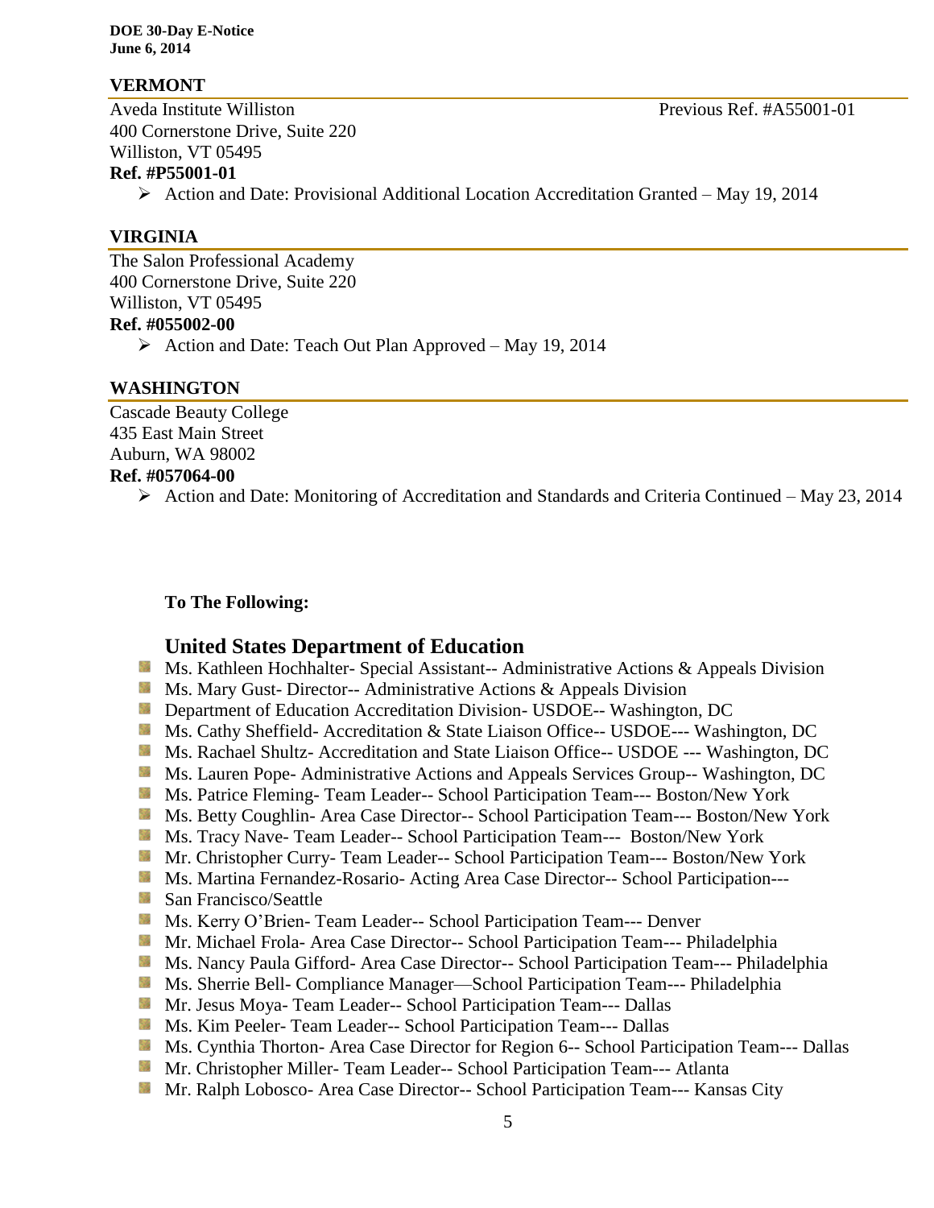### VERMONT

Aveda Institute Williston — Previous Ref. #A55001-01
400 Cornerstone Drive, Suite 220
Williston, VT 05495
**Ref. #P55001-01**

- Action and Date: Provisional Additional Location Accreditation Granted – May 19, 2014

### VIRGINIA

The Salon Professional Academy
400 Cornerstone Drive, Suite 220
Williston, VT 05495
**Ref. #055002-00**

- Action and Date: Teach Out Plan Approved – May 19, 2014

### WASHINGTON

Cascade Beauty College
435 East Main Street
Auburn, WA 98002
**Ref. #057064-00**

- Action and Date: Monitoring of Accreditation and Standards and Criteria Continued – May 23, 2014

**To The Following:**

## United States Department of Education

- Ms. Kathleen Hochhalter- Special Assistant-- Administrative Actions & Appeals Division
- Ms. Mary Gust- Director-- Administrative Actions & Appeals Division
- Department of Education Accreditation Division- USDOE-- Washington, DC
- Ms. Cathy Sheffield- Accreditation & State Liaison Office-- USDOE--- Washington, DC
- Ms. Rachael Shultz- Accreditation and State Liaison Office-- USDOE --- Washington, DC
- Ms. Lauren Pope- Administrative Actions and Appeals Services Group-- Washington, DC
- Ms. Patrice Fleming- Team Leader-- School Participation Team--- Boston/New York
- Ms. Betty Coughlin- Area Case Director-- School Participation Team--- Boston/New York
- Ms. Tracy Nave- Team Leader-- School Participation Team--- Boston/New York
- Mr. Christopher Curry- Team Leader-- School Participation Team--- Boston/New York
- Ms. Martina Fernandez-Rosario- Acting Area Case Director-- School Participation---
- San Francisco/Seattle
- Ms. Kerry O'Brien- Team Leader-- School Participation Team--- Denver
- Mr. Michael Frola- Area Case Director-- School Participation Team--- Philadelphia
- Ms. Nancy Paula Gifford- Area Case Director-- School Participation Team--- Philadelphia
- Ms. Sherrie Bell- Compliance Manager—School Participation Team--- Philadelphia
- Mr. Jesus Moya- Team Leader-- School Participation Team--- Dallas
- Ms. Kim Peeler- Team Leader-- School Participation Team--- Dallas
- Ms. Cynthia Thorton- Area Case Director for Region 6-- School Participation Team--- Dallas
- Mr. Christopher Miller- Team Leader-- School Participation Team--- Atlanta
- Mr. Ralph Lobosco- Area Case Director-- School Participation Team--- Kansas City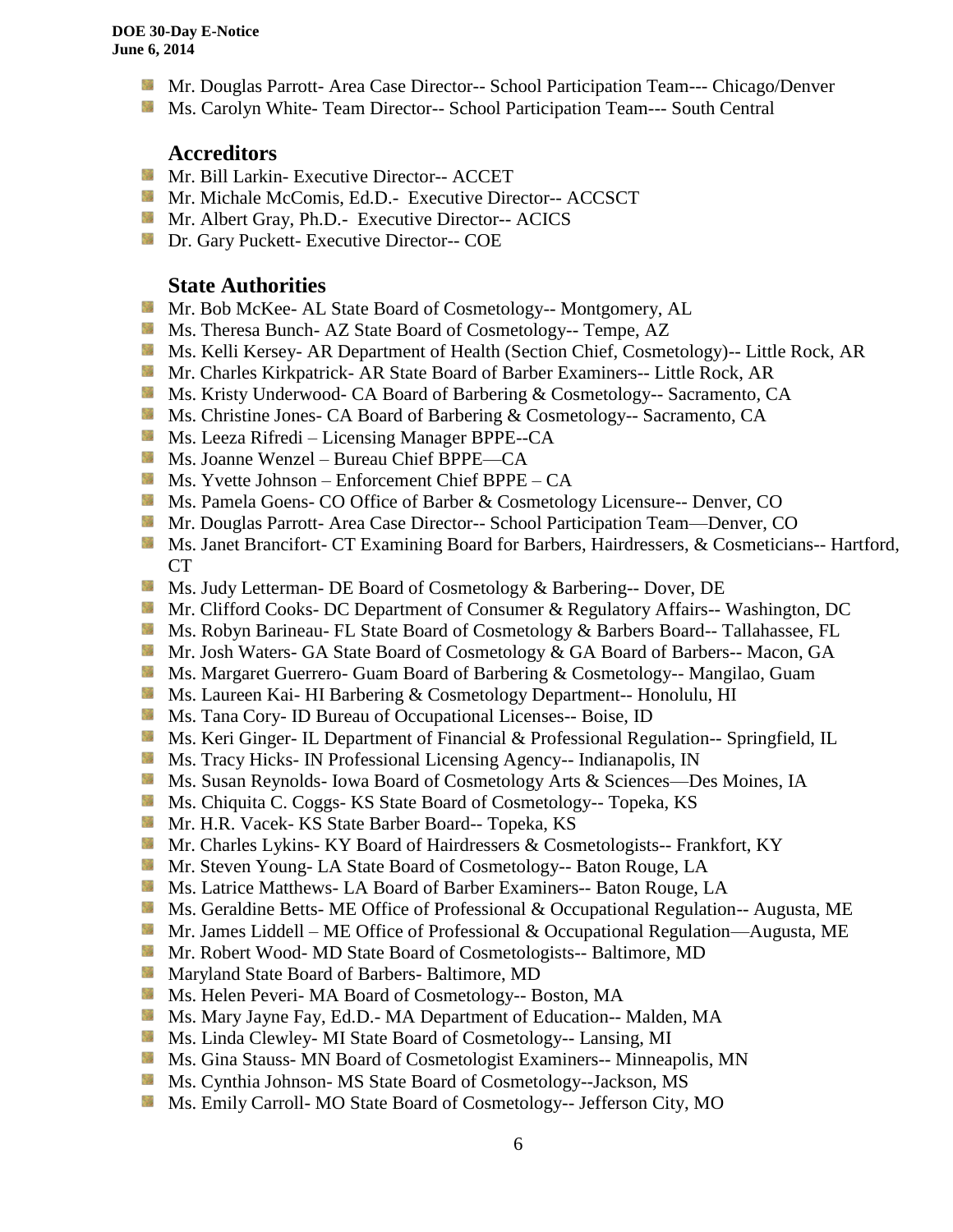- Mr. Douglas Parrott- Area Case Director-- School Participation Team--- Chicago/Denver
- Ms. Carolyn White- Team Director-- School Participation Team--- South Central

## Accreditors

- Mr. Bill Larkin- Executive Director-- ACCET
- Mr. Michale McComis, Ed.D.- Executive Director-- ACCSCT
- Mr. Albert Gray, Ph.D.- Executive Director-- ACICS
- Dr. Gary Puckett- Executive Director-- COE

## State Authorities

- Mr. Bob McKee- AL State Board of Cosmetology-- Montgomery, AL
- Ms. Theresa Bunch- AZ State Board of Cosmetology-- Tempe, AZ
- Ms. Kelli Kersey- AR Department of Health (Section Chief, Cosmetology)-- Little Rock, AR
- Mr. Charles Kirkpatrick- AR State Board of Barber Examiners-- Little Rock, AR
- Ms. Kristy Underwood- CA Board of Barbering & Cosmetology-- Sacramento, CA
- Ms. Christine Jones- CA Board of Barbering & Cosmetology-- Sacramento, CA
- Ms. Leeza Rifredi – Licensing Manager BPPE--CA
- Ms. Joanne Wenzel – Bureau Chief BPPE—CA
- Ms. Yvette Johnson – Enforcement Chief BPPE – CA
- Ms. Pamela Goens- CO Office of Barber & Cosmetology Licensure-- Denver, CO
- Mr. Douglas Parrott- Area Case Director-- School Participation Team—Denver, CO
- Ms. Janet Brancifort- CT Examining Board for Barbers, Hairdressers, & Cosmeticians-- Hartford, CT
- Ms. Judy Letterman- DE Board of Cosmetology & Barbering-- Dover, DE
- Mr. Clifford Cooks- DC Department of Consumer & Regulatory Affairs-- Washington, DC
- Ms. Robyn Barineau- FL State Board of Cosmetology & Barbers Board-- Tallahassee, FL
- Mr. Josh Waters- GA State Board of Cosmetology & GA Board of Barbers-- Macon, GA
- Ms. Margaret Guerrero- Guam Board of Barbering & Cosmetology-- Mangilao, Guam
- Ms. Laureen Kai- HI Barbering & Cosmetology Department-- Honolulu, HI
- Ms. Tana Cory- ID Bureau of Occupational Licenses-- Boise, ID
- Ms. Keri Ginger- IL Department of Financial & Professional Regulation-- Springfield, IL
- Ms. Tracy Hicks- IN Professional Licensing Agency-- Indianapolis, IN
- Ms. Susan Reynolds- Iowa Board of Cosmetology Arts & Sciences—Des Moines, IA
- Ms. Chiquita C. Coggs- KS State Board of Cosmetology-- Topeka, KS
- Mr. H.R. Vacek- KS State Barber Board-- Topeka, KS
- Mr. Charles Lykins- KY Board of Hairdressers & Cosmetologists-- Frankfort, KY
- Mr. Steven Young- LA State Board of Cosmetology-- Baton Rouge, LA
- Ms. Latrice Matthews- LA Board of Barber Examiners-- Baton Rouge, LA
- Ms. Geraldine Betts- ME Office of Professional & Occupational Regulation-- Augusta, ME
- Mr. James Liddell – ME Office of Professional & Occupational Regulation—Augusta, ME
- Mr. Robert Wood- MD State Board of Cosmetologists-- Baltimore, MD
- Maryland State Board of Barbers- Baltimore, MD
- Ms. Helen Peveri- MA Board of Cosmetology-- Boston, MA
- Ms. Mary Jayne Fay, Ed.D.- MA Department of Education-- Malden, MA
- Ms. Linda Clewley- MI State Board of Cosmetology-- Lansing, MI
- Ms. Gina Stauss- MN Board of Cosmetologist Examiners-- Minneapolis, MN
- Ms. Cynthia Johnson- MS State Board of Cosmetology--Jackson, MS
- Ms. Emily Carroll- MO State Board of Cosmetology-- Jefferson City, MO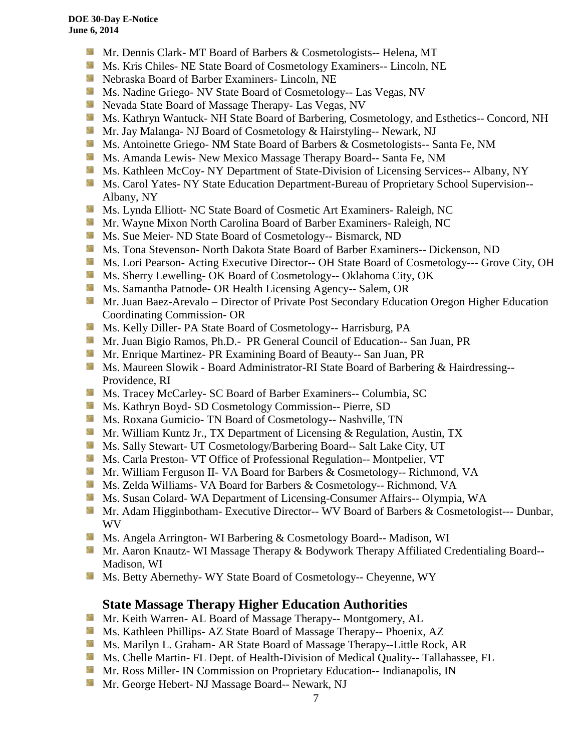- Mr. Dennis Clark- MT Board of Barbers & Cosmetologists-- Helena, MT
- Ms. Kris Chiles- NE State Board of Cosmetology Examiners-- Lincoln, NE
- Nebraska Board of Barber Examiners- Lincoln, NE
- Ms. Nadine Griego- NV State Board of Cosmetology-- Las Vegas, NV
- Nevada State Board of Massage Therapy- Las Vegas, NV
- Ms. Kathryn Wantuck- NH State Board of Barbering, Cosmetology, and Esthetics-- Concord, NH
- Mr. Jay Malanga- NJ Board of Cosmetology & Hairstyling-- Newark, NJ
- Ms. Antoinette Griego- NM State Board of Barbers & Cosmetologists-- Santa Fe, NM
- Ms. Amanda Lewis- New Mexico Massage Therapy Board-- Santa Fe, NM
- Ms. Kathleen McCoy- NY Department of State-Division of Licensing Services-- Albany, NY
- Ms. Carol Yates- NY State Education Department-Bureau of Proprietary School Supervision-- Albany, NY
- Ms. Lynda Elliott- NC State Board of Cosmetic Art Examiners- Raleigh, NC
- Mr. Wayne Mixon North Carolina Board of Barber Examiners- Raleigh, NC
- Ms. Sue Meier- ND State Board of Cosmetology-- Bismarck, ND
- Ms. Tona Stevenson- North Dakota State Board of Barber Examiners-- Dickenson, ND
- Ms. Lori Pearson- Acting Executive Director-- OH State Board of Cosmetology--- Grove City, OH
- Ms. Sherry Lewelling- OK Board of Cosmetology-- Oklahoma City, OK
- Ms. Samantha Patnode- OR Health Licensing Agency-- Salem, OR
- Mr. Juan Baez-Arevalo – Director of Private Post Secondary Education Oregon Higher Education Coordinating Commission- OR
- Ms. Kelly Diller- PA State Board of Cosmetology-- Harrisburg, PA
- Mr. Juan Bigio Ramos, Ph.D.- PR General Council of Education-- San Juan, PR
- Mr. Enrique Martinez- PR Examining Board of Beauty-- San Juan, PR
- Ms. Maureen Slowik - Board Administrator-RI State Board of Barbering & Hairdressing-- Providence, RI
- Ms. Tracey McCarley- SC Board of Barber Examiners-- Columbia, SC
- Ms. Kathryn Boyd- SD Cosmetology Commission-- Pierre, SD
- Ms. Roxana Gumicio- TN Board of Cosmetology-- Nashville, TN
- Mr. William Kuntz Jr., TX Department of Licensing & Regulation, Austin, TX
- Ms. Sally Stewart- UT Cosmetology/Barbering Board-- Salt Lake City, UT
- Ms. Carla Preston- VT Office of Professional Regulation-- Montpelier, VT
- Mr. William Ferguson II- VA Board for Barbers & Cosmetology-- Richmond, VA
- Ms. Zelda Williams- VA Board for Barbers & Cosmetology-- Richmond, VA
- Ms. Susan Colard- WA Department of Licensing-Consumer Affairs-- Olympia, WA
- Mr. Adam Higginbotham- Executive Director-- WV Board of Barbers & Cosmetologist--- Dunbar, WV
- Ms. Angela Arrington- WI Barbering & Cosmetology Board-- Madison, WI
- Mr. Aaron Knautz- WI Massage Therapy & Bodywork Therapy Affiliated Credentialing Board-- Madison, WI
- Ms. Betty Abernethy- WY State Board of Cosmetology-- Cheyenne, WY

## State Massage Therapy Higher Education Authorities

- Mr. Keith Warren- AL Board of Massage Therapy-- Montgomery, AL
- Ms. Kathleen Phillips- AZ State Board of Massage Therapy-- Phoenix, AZ
- Ms. Marilyn L. Graham- AR State Board of Massage Therapy--Little Rock, AR
- Ms. Chelle Martin- FL Dept. of Health-Division of Medical Quality-- Tallahassee, FL
- Mr. Ross Miller- IN Commission on Proprietary Education-- Indianapolis, IN
- Mr. George Hebert- NJ Massage Board-- Newark, NJ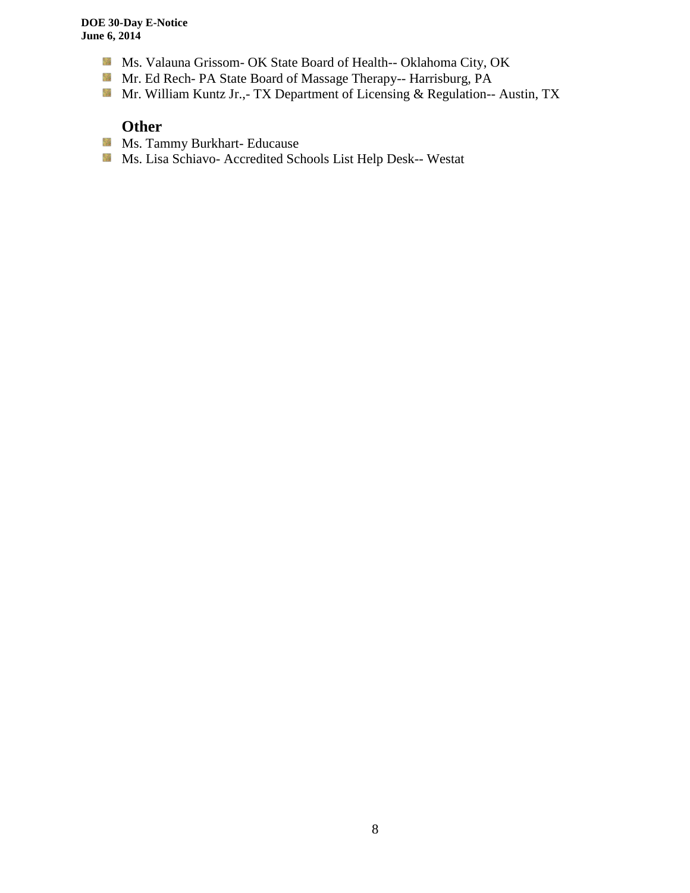- Ms. Valauna Grissom- OK State Board of Health-- Oklahoma City, OK
- Mr. Ed Rech- PA State Board of Massage Therapy-- Harrisburg, PA
- Mr. William Kuntz Jr.,- TX Department of Licensing & Regulation-- Austin, TX

## Other

- Ms. Tammy Burkhart- Educause
- Ms. Lisa Schiavo- Accredited Schools List Help Desk-- Westat